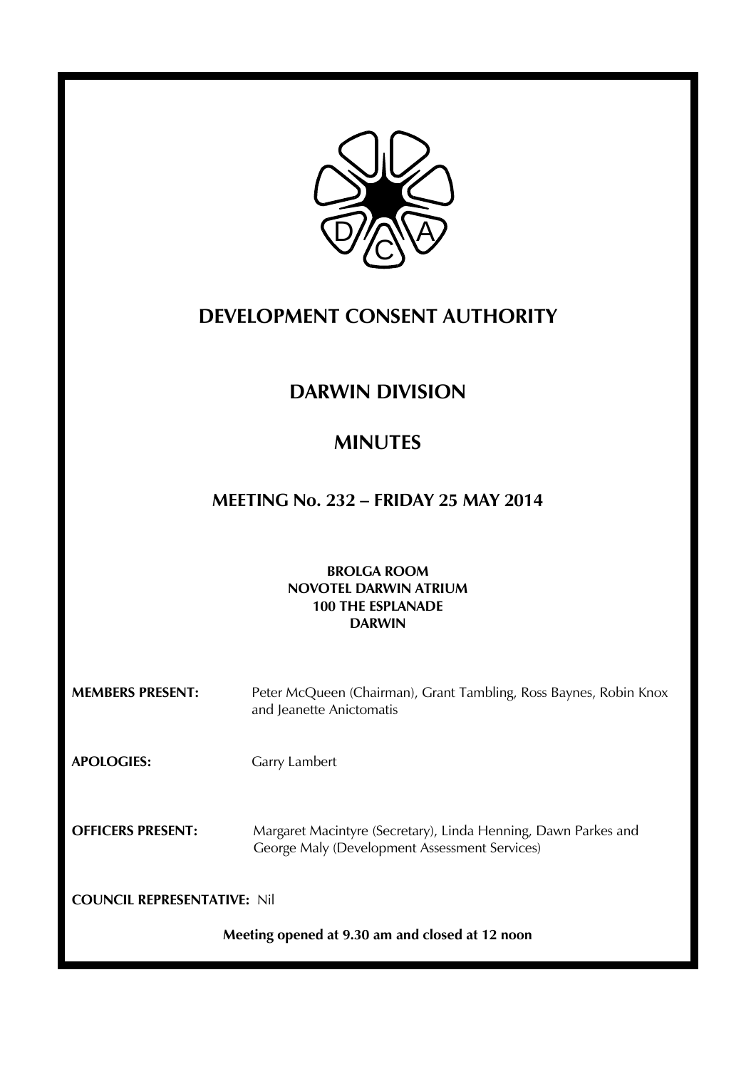# DEVELOPMENT CONSENT AUTHORITY

## DARWIN DIVISION

## MINUTES

### MEETING No. 232 – FRIDAY 25 MAY 2014

**BROLGA ROOM**
**NOVOTEL DARWIN ATRIUM**
**100 THE ESPLANADE**
**DARWIN**

**MEMBERS PRESENT:** Peter McQueen (Chairman), Grant Tambling, Ross Baynes, Robin Knox and Jeanette Anictomatis

**APOLOGIES:** Garry Lambert

**OFFICERS PRESENT:** Margaret Macintyre (Secretary), Linda Henning, Dawn Parkes and George Maly (Development Assessment Services)

**COUNCIL REPRESENTATIVE:** Nil

**Meeting opened at 9.30 am and closed at 12 noon**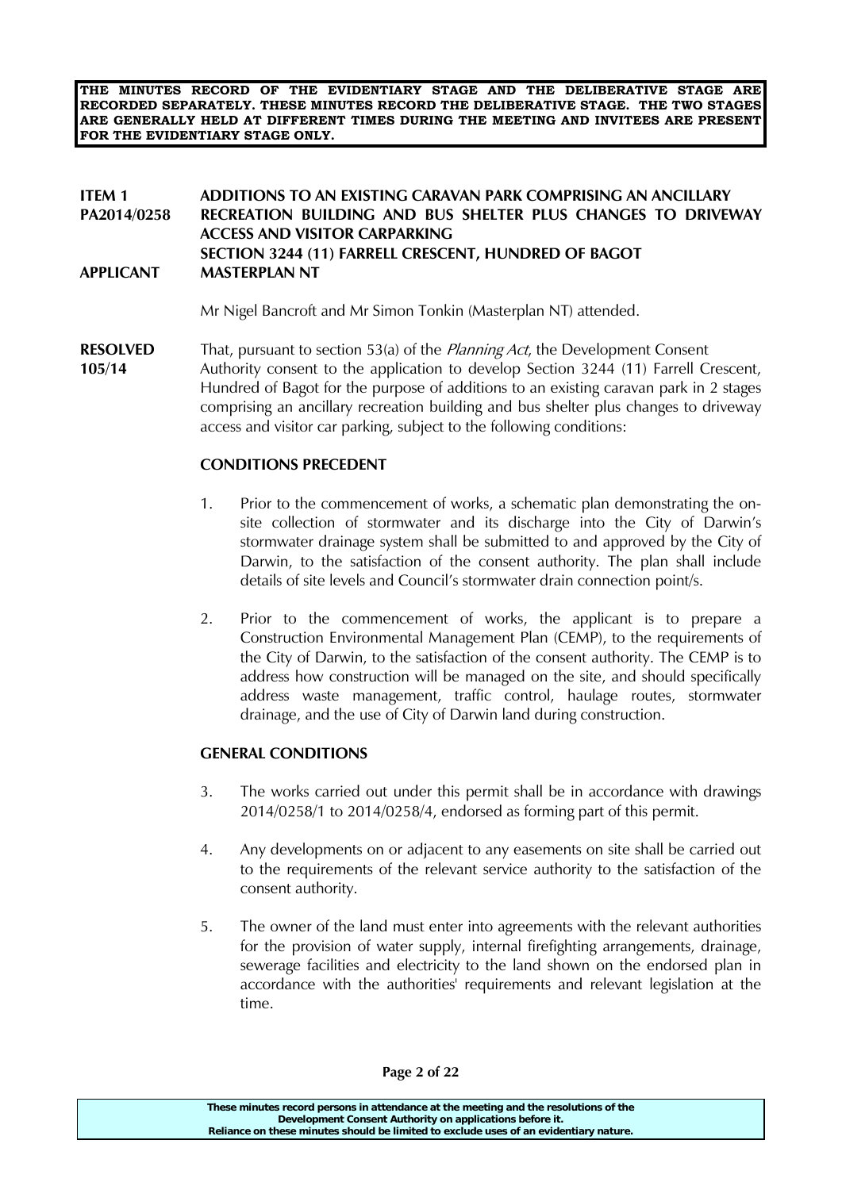**THE MINUTES RECORD OF THE EVIDENTIARY STAGE AND THE DELIBERATIVE STAGE ARE RECORDED SEPARATELY. THESE MINUTES RECORD THE DELIBERATIVE STAGE. THE TWO STAGES ARE GENERALLY HELD AT DIFFERENT TIMES DURING THE MEETING AND INVITEES ARE PRESENT FOR THE EVIDENTIARY STAGE ONLY.**

**ITEM 1** **PA2014/0258** **ADDITIONS TO AN EXISTING CARAVAN PARK COMPRISING AN ANCILLARY RECREATION BUILDING AND BUS SHELTER PLUS CHANGES TO DRIVEWAY ACCESS AND VISITOR CARPARKING**
**SECTION 3244 (11) FARRELL CRESCENT, HUNDRED OF BAGOT**

**APPLICANT** **MASTERPLAN NT**

Mr Nigel Bancroft and Mr Simon Tonkin (Masterplan NT) attended.

**RESOLVED 105/14** That, pursuant to section 53(a) of the *Planning Act*, the Development Consent Authority consent to the application to develop Section 3244 (11) Farrell Crescent, Hundred of Bagot for the purpose of additions to an existing caravan park in 2 stages comprising an ancillary recreation building and bus shelter plus changes to driveway access and visitor car parking, subject to the following conditions:

**CONDITIONS PRECEDENT**

1. Prior to the commencement of works, a schematic plan demonstrating the on-site collection of stormwater and its discharge into the City of Darwin's stormwater drainage system shall be submitted to and approved by the City of Darwin, to the satisfaction of the consent authority. The plan shall include details of site levels and Council's stormwater drain connection point/s.

2. Prior to the commencement of works, the applicant is to prepare a Construction Environmental Management Plan (CEMP), to the requirements of the City of Darwin, to the satisfaction of the consent authority. The CEMP is to address how construction will be managed on the site, and should specifically address waste management, traffic control, haulage routes, stormwater drainage, and the use of City of Darwin land during construction.

**GENERAL CONDITIONS**

3. The works carried out under this permit shall be in accordance with drawings 2014/0258/1 to 2014/0258/4, endorsed as forming part of this permit.

4. Any developments on or adjacent to any easements on site shall be carried out to the requirements of the relevant service authority to the satisfaction of the consent authority.

5. The owner of the land must enter into agreements with the relevant authorities for the provision of water supply, internal firefighting arrangements, drainage, sewerage facilities and electricity to the land shown on the endorsed plan in accordance with the authorities' requirements and relevant legislation at the time.

**These minutes record persons in attendance at the meeting and the resolutions of the Development Consent Authority on applications before it.**
**Reliance on these minutes should be limited to exclude uses of an evidentiary nature.**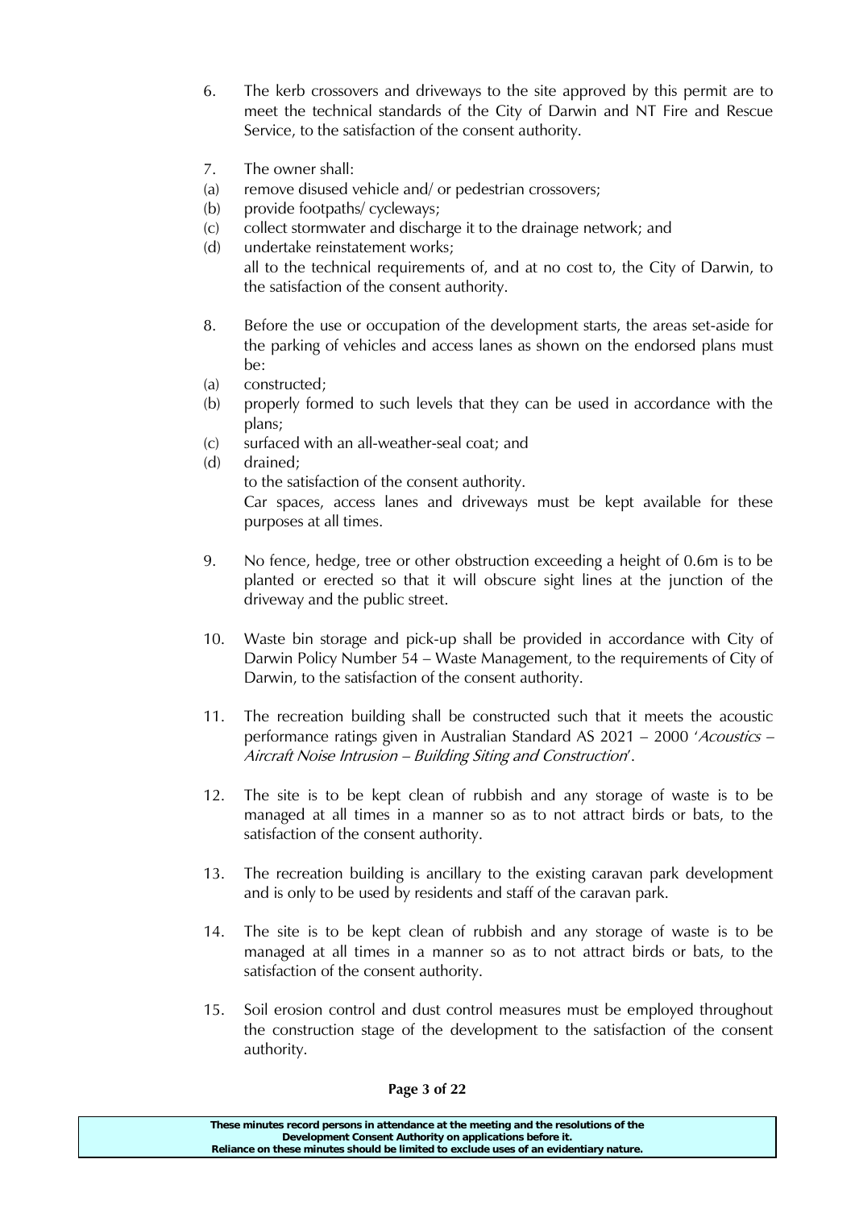6. The kerb crossovers and driveways to the site approved by this permit are to meet the technical standards of the City of Darwin and NT Fire and Rescue Service, to the satisfaction of the consent authority.

7. The owner shall:
   (a) remove disused vehicle and/ or pedestrian crossovers;
   (b) provide footpaths/ cycleways;
   (c) collect stormwater and discharge it to the drainage network; and
   (d) undertake reinstatement works;

   all to the technical requirements of, and at no cost to, the City of Darwin, to the satisfaction of the consent authority.

8. Before the use or occupation of the development starts, the areas set-aside for the parking of vehicles and access lanes as shown on the endorsed plans must be:
   (a) constructed;
   (b) properly formed to such levels that they can be used in accordance with the plans;
   (c) surfaced with an all-weather-seal coat; and
   (d) drained;

   to the satisfaction of the consent authority.

   Car spaces, access lanes and driveways must be kept available for these purposes at all times.

9. No fence, hedge, tree or other obstruction exceeding a height of 0.6m is to be planted or erected so that it will obscure sight lines at the junction of the driveway and the public street.

10. Waste bin storage and pick-up shall be provided in accordance with City of Darwin Policy Number 54 – Waste Management, to the requirements of City of Darwin, to the satisfaction of the consent authority.

11. The recreation building shall be constructed such that it meets the acoustic performance ratings given in Australian Standard AS 2021 – 2000 '*Acoustics – Aircraft Noise Intrusion – Building Siting and Construction*'.

12. The site is to be kept clean of rubbish and any storage of waste is to be managed at all times in a manner so as to not attract birds or bats, to the satisfaction of the consent authority.

13. The recreation building is ancillary to the existing caravan park development and is only to be used by residents and staff of the caravan park.

14. The site is to be kept clean of rubbish and any storage of waste is to be managed at all times in a manner so as to not attract birds or bats, to the satisfaction of the consent authority.

15. Soil erosion control and dust control measures must be employed throughout the construction stage of the development to the satisfaction of the consent authority.

**These minutes record persons in attendance at the meeting and the resolutions of the Development Consent Authority on applications before it. Reliance on these minutes should be limited to exclude uses of an evidentiary nature.**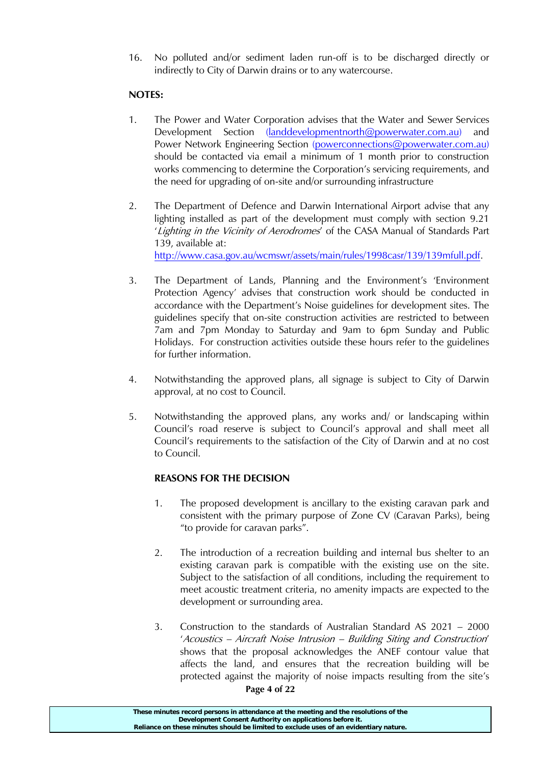16. No polluted and/or sediment laden run-off is to be discharged directly or indirectly to City of Darwin drains or to any watercourse.

**NOTES:**

1. The Power and Water Corporation advises that the Water and Sewer Services Development Section (landdevelopmentnorth@powerwater.com.au) and Power Network Engineering Section (powerconnections@powerwater.com.au) should be contacted via email a minimum of 1 month prior to construction works commencing to determine the Corporation's servicing requirements, and the need for upgrading of on-site and/or surrounding infrastructure

2. The Department of Defence and Darwin International Airport advise that any lighting installed as part of the development must comply with section 9.21 '*Lighting in the Vicinity of Aerodromes*' of the CASA Manual of Standards Part 139, available at: http://www.casa.gov.au/wcmswr/assets/main/rules/1998casr/139/139mfull.pdf.

3. The Department of Lands, Planning and the Environment's 'Environment Protection Agency' advises that construction work should be conducted in accordance with the Department's Noise guidelines for development sites. The guidelines specify that on-site construction activities are restricted to between 7am and 7pm Monday to Saturday and 9am to 6pm Sunday and Public Holidays. For construction activities outside these hours refer to the guidelines for further information.

4. Notwithstanding the approved plans, all signage is subject to City of Darwin approval, at no cost to Council.

5. Notwithstanding the approved plans, any works and/ or landscaping within Council's road reserve is subject to Council's approval and shall meet all Council's requirements to the satisfaction of the City of Darwin and at no cost to Council.

**REASONS FOR THE DECISION**

1. The proposed development is ancillary to the existing caravan park and consistent with the primary purpose of Zone CV (Caravan Parks), being "to provide for caravan parks".

2. The introduction of a recreation building and internal bus shelter to an existing caravan park is compatible with the existing use on the site. Subject to the satisfaction of all conditions, including the requirement to meet acoustic treatment criteria, no amenity impacts are expected to the development or surrounding area.

3. Construction to the standards of Australian Standard AS 2021 – 2000 '*Acoustics – Aircraft Noise Intrusion – Building Siting and Construction*' shows that the proposal acknowledges the ANEF contour value that affects the land, and ensures that the recreation building will be protected against the majority of noise impacts resulting from the site's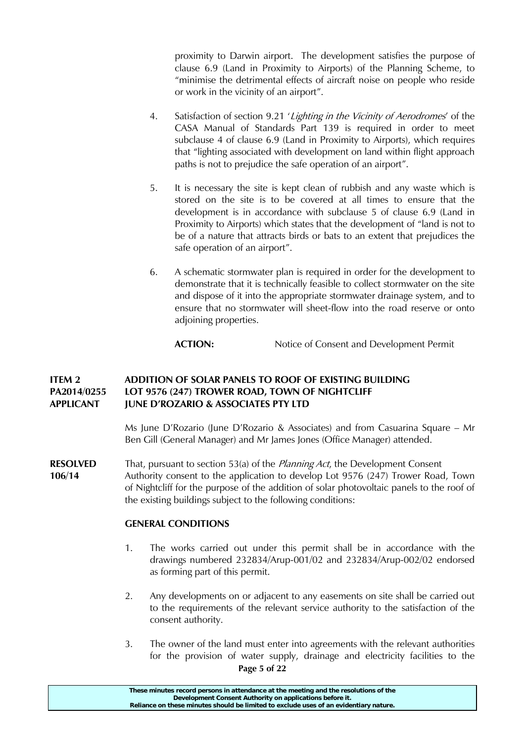proximity to Darwin airport. The development satisfies the purpose of clause 6.9 (Land in Proximity to Airports) of the Planning Scheme, to "minimise the detrimental effects of aircraft noise on people who reside or work in the vicinity of an airport".

4. Satisfaction of section 9.21 '*Lighting in the Vicinity of Aerodromes*' of the CASA Manual of Standards Part 139 is required in order to meet subclause 4 of clause 6.9 (Land in Proximity to Airports), which requires that "lighting associated with development on land within flight approach paths is not to prejudice the safe operation of an airport".

5. It is necessary the site is kept clean of rubbish and any waste which is stored on the site is to be covered at all times to ensure that the development is in accordance with subclause 5 of clause 6.9 (Land in Proximity to Airports) which states that the development of "land is not to be of a nature that attracts birds or bats to an extent that prejudices the safe operation of an airport".

6. A schematic stormwater plan is required in order for the development to demonstrate that it is technically feasible to collect stormwater on the site and dispose of it into the appropriate stormwater drainage system, and to ensure that no stormwater will sheet-flow into the road reserve or onto adjoining properties.

**ACTION:** Notice of Consent and Development Permit

**ITEM 2 ADDITION OF SOLAR PANELS TO ROOF OF EXISTING BUILDING**
**PA2014/0255 LOT 9576 (247) TROWER ROAD, TOWN OF NIGHTCLIFF**
**APPLICANT JUNE D'ROZARIO & ASSOCIATES PTY LTD**

Ms June D'Rozario (June D'Rozario & Associates) and from Casuarina Square – Mr Ben Gill (General Manager) and Mr James Jones (Office Manager) attended.

**RESOLVED 106/14** That, pursuant to section 53(a) of the *Planning Act*, the Development Consent Authority consent to the application to develop Lot 9576 (247) Trower Road, Town of Nightcliff for the purpose of the addition of solar photovoltaic panels to the roof of the existing buildings subject to the following conditions:

**GENERAL CONDITIONS**

1. The works carried out under this permit shall be in accordance with the drawings numbered 232834/Arup-001/02 and 232834/Arup-002/02 endorsed as forming part of this permit.

2. Any developments on or adjacent to any easements on site shall be carried out to the requirements of the relevant service authority to the satisfaction of the consent authority.

3. The owner of the land must enter into agreements with the relevant authorities for the provision of water supply, drainage and electricity facilities to the

These minutes record persons in attendance at the meeting and the resolutions of the Development Consent Authority on applications before it. Reliance on these minutes should be limited to exclude uses of an evidentiary nature.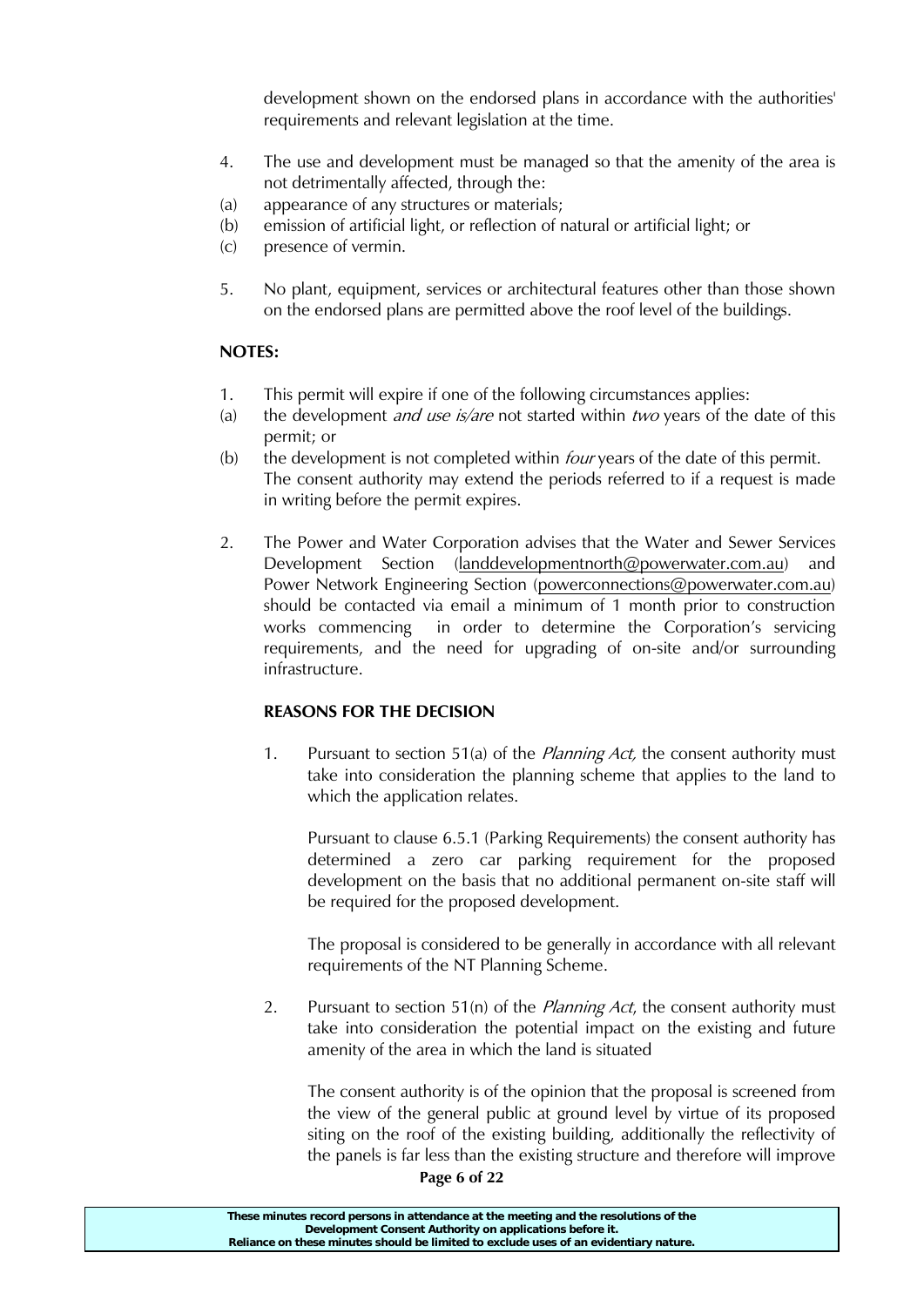development shown on the endorsed plans in accordance with the authorities' requirements and relevant legislation at the time.

4. The use and development must be managed so that the amenity of the area is not detrimentally affected, through the:
(a) appearance of any structures or materials;
(b) emission of artificial light, or reflection of natural or artificial light; or
(c) presence of vermin.

5. No plant, equipment, services or architectural features other than those shown on the endorsed plans are permitted above the roof level of the buildings.

**NOTES:**

1. This permit will expire if one of the following circumstances applies:
(a) the development *and use is/are* not started within *two* years of the date of this permit; or
(b) the development is not completed within *four* years of the date of this permit. The consent authority may extend the periods referred to if a request is made in writing before the permit expires.

2. The Power and Water Corporation advises that the Water and Sewer Services Development Section (landdevelopmentnorth@powerwater.com.au) and Power Network Engineering Section (powerconnections@powerwater.com.au) should be contacted via email a minimum of 1 month prior to construction works commencing in order to determine the Corporation's servicing requirements, and the need for upgrading of on-site and/or surrounding infrastructure.

**REASONS FOR THE DECISION**

1. Pursuant to section 51(a) of the *Planning Act,* the consent authority must take into consideration the planning scheme that applies to the land to which the application relates.

   Pursuant to clause 6.5.1 (Parking Requirements) the consent authority has determined a zero car parking requirement for the proposed development on the basis that no additional permanent on-site staff will be required for the proposed development.

   The proposal is considered to be generally in accordance with all relevant requirements of the NT Planning Scheme.

2. Pursuant to section 51(n) of the *Planning Act*, the consent authority must take into consideration the potential impact on the existing and future amenity of the area in which the land is situated

   The consent authority is of the opinion that the proposal is screened from the view of the general public at ground level by virtue of its proposed siting on the roof of the existing building, additionally the reflectivity of the panels is far less than the existing structure and therefore will improve

These minutes record persons in attendance at the meeting and the resolutions of the Development Consent Authority on applications before it.
Reliance on these minutes should be limited to exclude uses of an evidentiary nature.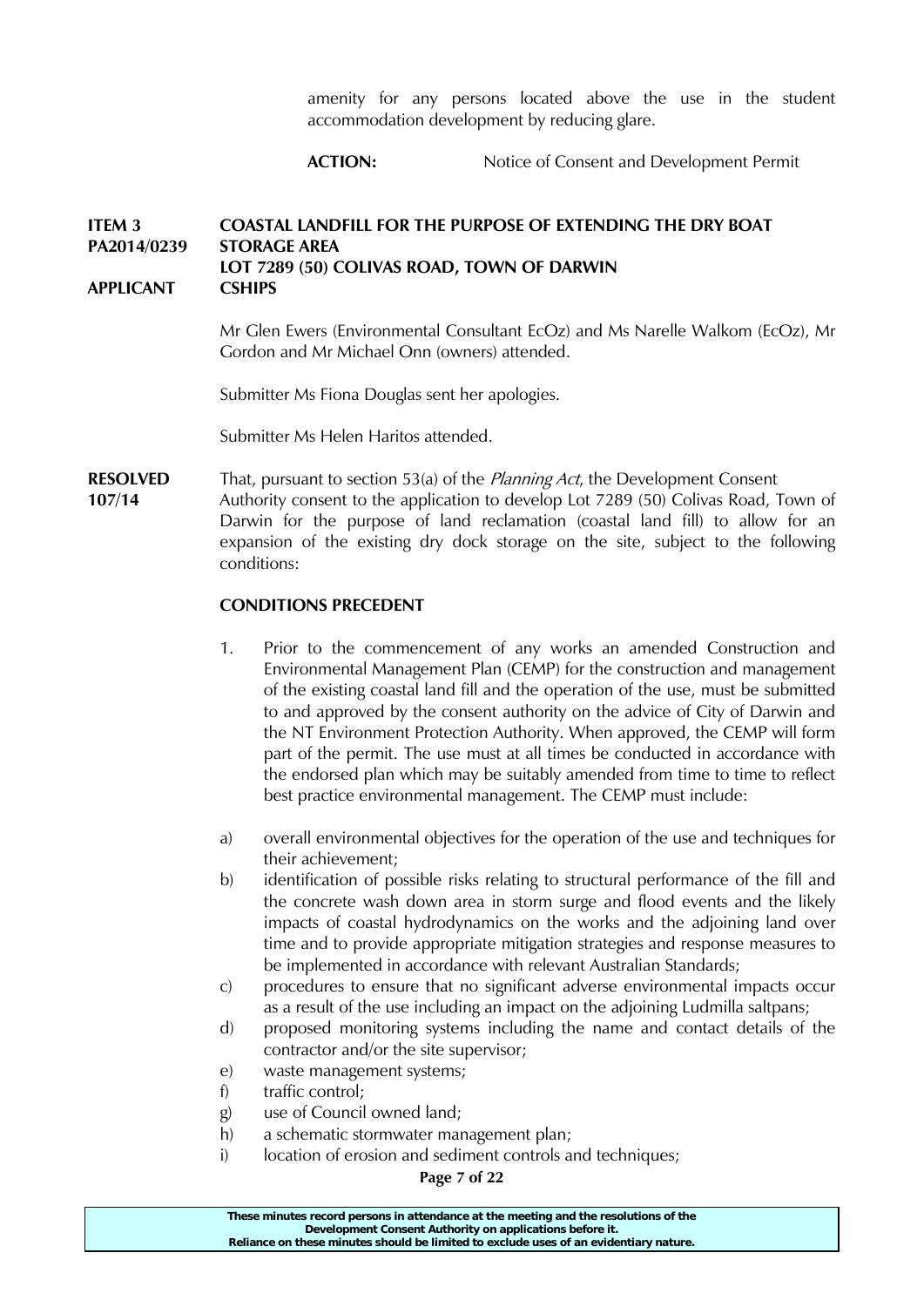amenity for any persons located above the use in the student accommodation development by reducing glare.

**ACTION:** Notice of Consent and Development Permit

**ITEM 3** **COASTAL LANDFILL FOR THE PURPOSE OF EXTENDING THE DRY BOAT**
**PA2014/0239** **STORAGE AREA**
**LOT 7289 (50) COLIVAS ROAD, TOWN OF DARWIN**
**APPLICANT** **CSHIPS**

Mr Glen Ewers (Environmental Consultant EcOz) and Ms Narelle Walkom (EcOz), Mr Gordon and Mr Michael Onn (owners) attended.

Submitter Ms Fiona Douglas sent her apologies.

Submitter Ms Helen Haritos attended.

**RESOLVED 107/14** That, pursuant to section 53(a) of the *Planning Act*, the Development Consent Authority consent to the application to develop Lot 7289 (50) Colivas Road, Town of Darwin for the purpose of land reclamation (coastal land fill) to allow for an expansion of the existing dry dock storage on the site, subject to the following conditions:

**CONDITIONS PRECEDENT**

1. Prior to the commencement of any works an amended Construction and Environmental Management Plan (CEMP) for the construction and management of the existing coastal land fill and the operation of the use, must be submitted to and approved by the consent authority on the advice of City of Darwin and the NT Environment Protection Authority. When approved, the CEMP will form part of the permit. The use must at all times be conducted in accordance with the endorsed plan which may be suitably amended from time to time to reflect best practice environmental management. The CEMP must include:

a) overall environmental objectives for the operation of the use and techniques for their achievement;
b) identification of possible risks relating to structural performance of the fill and the concrete wash down area in storm surge and flood events and the likely impacts of coastal hydrodynamics on the works and the adjoining land over time and to provide appropriate mitigation strategies and response measures to be implemented in accordance with relevant Australian Standards;
c) procedures to ensure that no significant adverse environmental impacts occur as a result of the use including an impact on the adjoining Ludmilla saltpans;
d) proposed monitoring systems including the name and contact details of the contractor and/or the site supervisor;
e) waste management systems;
f) traffic control;
g) use of Council owned land;
h) a schematic stormwater management plan;
i) location of erosion and sediment controls and techniques;

These minutes record persons in attendance at the meeting and the resolutions of the Development Consent Authority on applications before it.
Reliance on these minutes should be limited to exclude uses of an evidentiary nature.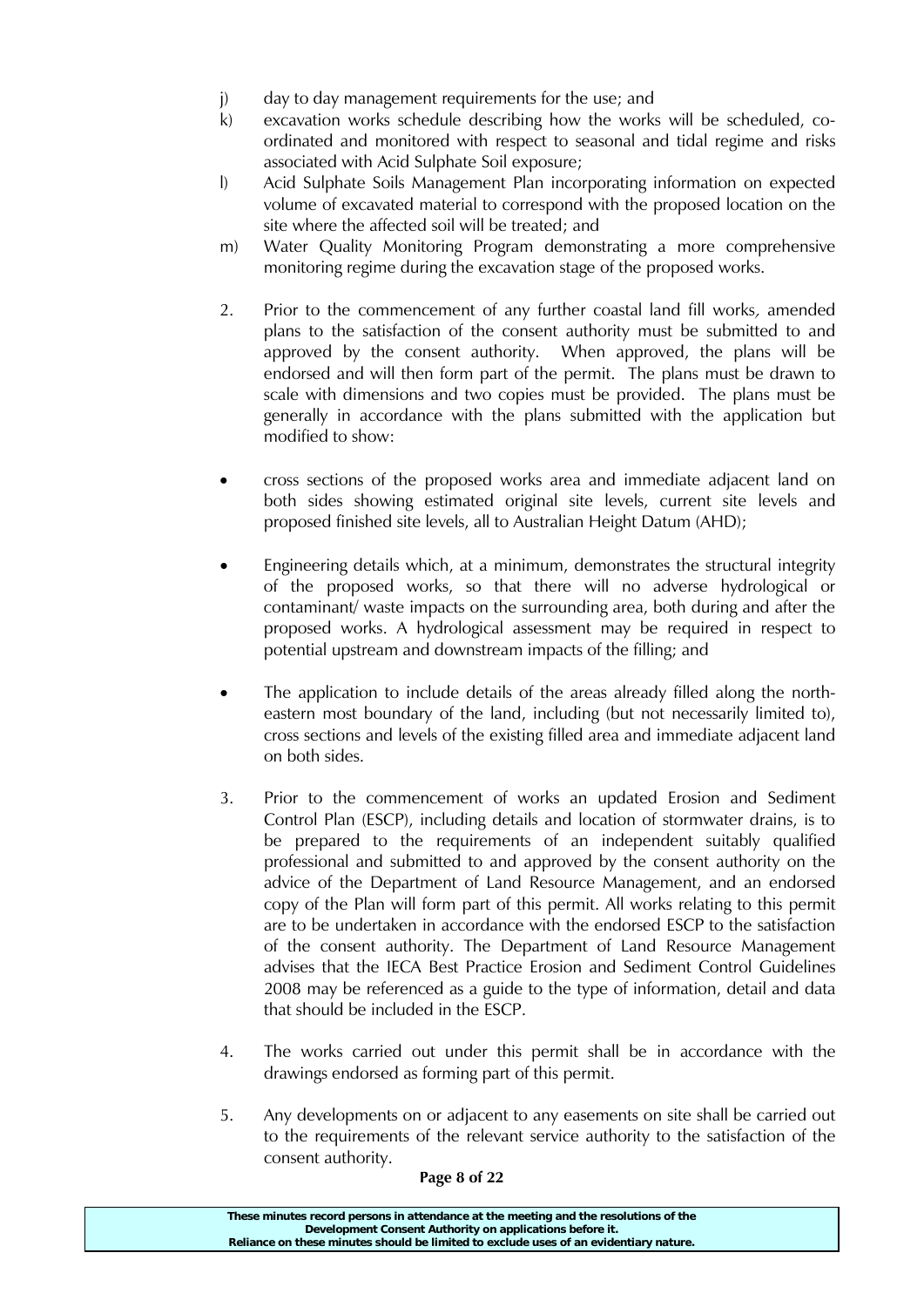j) day to day management requirements for the use; and

k) excavation works schedule describing how the works will be scheduled, co-ordinated and monitored with respect to seasonal and tidal regime and risks associated with Acid Sulphate Soil exposure;

l) Acid Sulphate Soils Management Plan incorporating information on expected volume of excavated material to correspond with the proposed location on the site where the affected soil will be treated; and

m) Water Quality Monitoring Program demonstrating a more comprehensive monitoring regime during the excavation stage of the proposed works.

2. Prior to the commencement of any further coastal land fill works, amended plans to the satisfaction of the consent authority must be submitted to and approved by the consent authority. When approved, the plans will be endorsed and will then form part of the permit. The plans must be drawn to scale with dimensions and two copies must be provided. The plans must be generally in accordance with the plans submitted with the application but modified to show:

- cross sections of the proposed works area and immediate adjacent land on both sides showing estimated original site levels, current site levels and proposed finished site levels, all to Australian Height Datum (AHD);

- Engineering details which, at a minimum, demonstrates the structural integrity of the proposed works, so that there will no adverse hydrological or contaminant/ waste impacts on the surrounding area, both during and after the proposed works. A hydrological assessment may be required in respect to potential upstream and downstream impacts of the filling; and

- The application to include details of the areas already filled along the north-eastern most boundary of the land, including (but not necessarily limited to), cross sections and levels of the existing filled area and immediate adjacent land on both sides.

3. Prior to the commencement of works an updated Erosion and Sediment Control Plan (ESCP), including details and location of stormwater drains, is to be prepared to the requirements of an independent suitably qualified professional and submitted to and approved by the consent authority on the advice of the Department of Land Resource Management, and an endorsed copy of the Plan will form part of this permit. All works relating to this permit are to be undertaken in accordance with the endorsed ESCP to the satisfaction of the consent authority. The Department of Land Resource Management advises that the IECA Best Practice Erosion and Sediment Control Guidelines 2008 may be referenced as a guide to the type of information, detail and data that should be included in the ESCP.

4. The works carried out under this permit shall be in accordance with the drawings endorsed as forming part of this permit.

5. Any developments on or adjacent to any easements on site shall be carried out to the requirements of the relevant service authority to the satisfaction of the consent authority.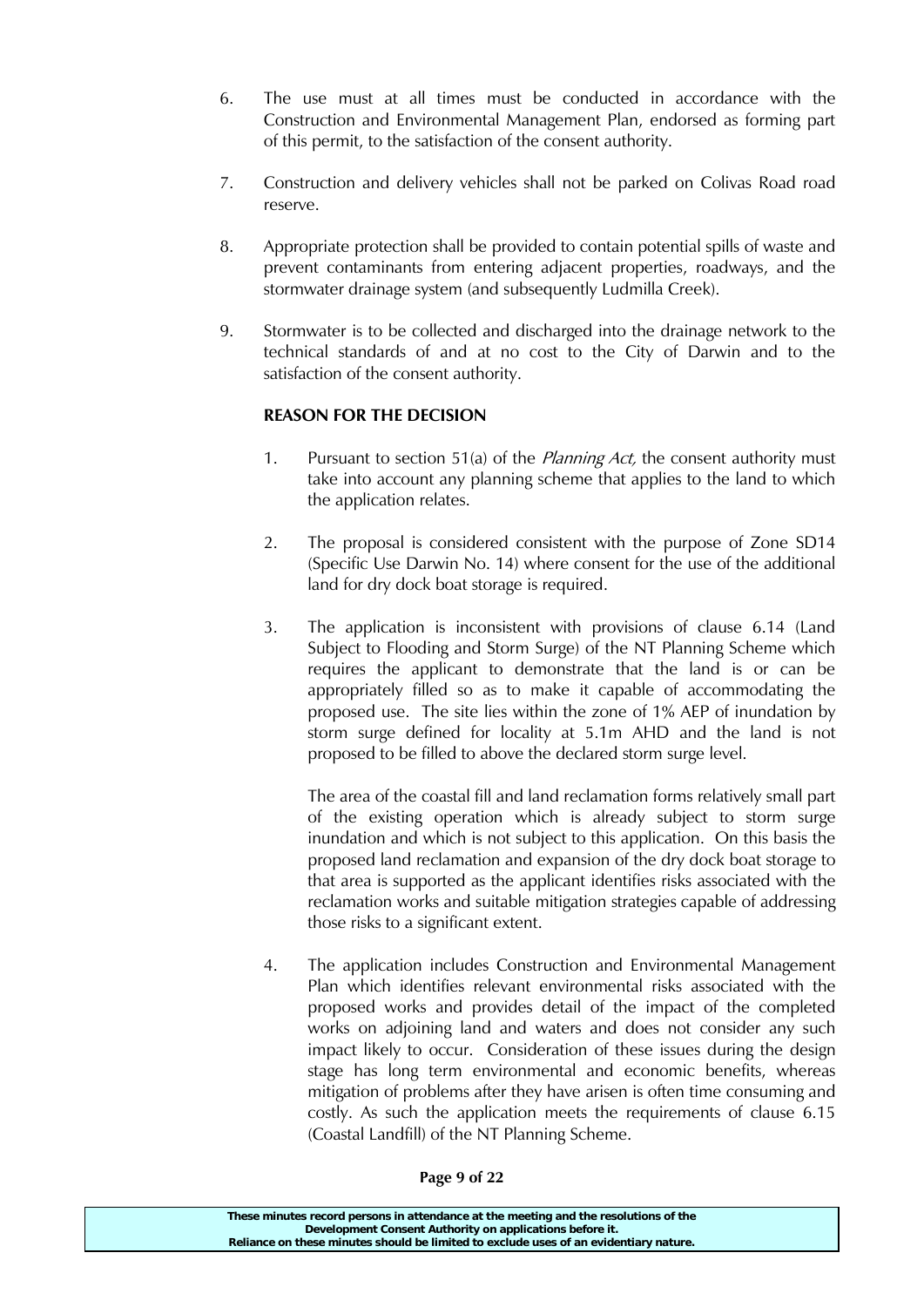6. The use must at all times must be conducted in accordance with the Construction and Environmental Management Plan, endorsed as forming part of this permit, to the satisfaction of the consent authority.

7. Construction and delivery vehicles shall not be parked on Colivas Road road reserve.

8. Appropriate protection shall be provided to contain potential spills of waste and prevent contaminants from entering adjacent properties, roadways, and the stormwater drainage system (and subsequently Ludmilla Creek).

9. Stormwater is to be collected and discharged into the drainage network to the technical standards of and at no cost to the City of Darwin and to the satisfaction of the consent authority.

**REASON FOR THE DECISION**

1. Pursuant to section 51(a) of the *Planning Act,* the consent authority must take into account any planning scheme that applies to the land to which the application relates.

2. The proposal is considered consistent with the purpose of Zone SD14 (Specific Use Darwin No. 14) where consent for the use of the additional land for dry dock boat storage is required.

3. The application is inconsistent with provisions of clause 6.14 (Land Subject to Flooding and Storm Surge) of the NT Planning Scheme which requires the applicant to demonstrate that the land is or can be appropriately filled so as to make it capable of accommodating the proposed use. The site lies within the zone of 1% AEP of inundation by storm surge defined for locality at 5.1m AHD and the land is not proposed to be filled to above the declared storm surge level.

   The area of the coastal fill and land reclamation forms relatively small part of the existing operation which is already subject to storm surge inundation and which is not subject to this application. On this basis the proposed land reclamation and expansion of the dry dock boat storage to that area is supported as the applicant identifies risks associated with the reclamation works and suitable mitigation strategies capable of addressing those risks to a significant extent.

4. The application includes Construction and Environmental Management Plan which identifies relevant environmental risks associated with the proposed works and provides detail of the impact of the completed works on adjoining land and waters and does not consider any such impact likely to occur. Consideration of these issues during the design stage has long term environmental and economic benefits, whereas mitigation of problems after they have arisen is often time consuming and costly. As such the application meets the requirements of clause 6.15 (Coastal Landfill) of the NT Planning Scheme.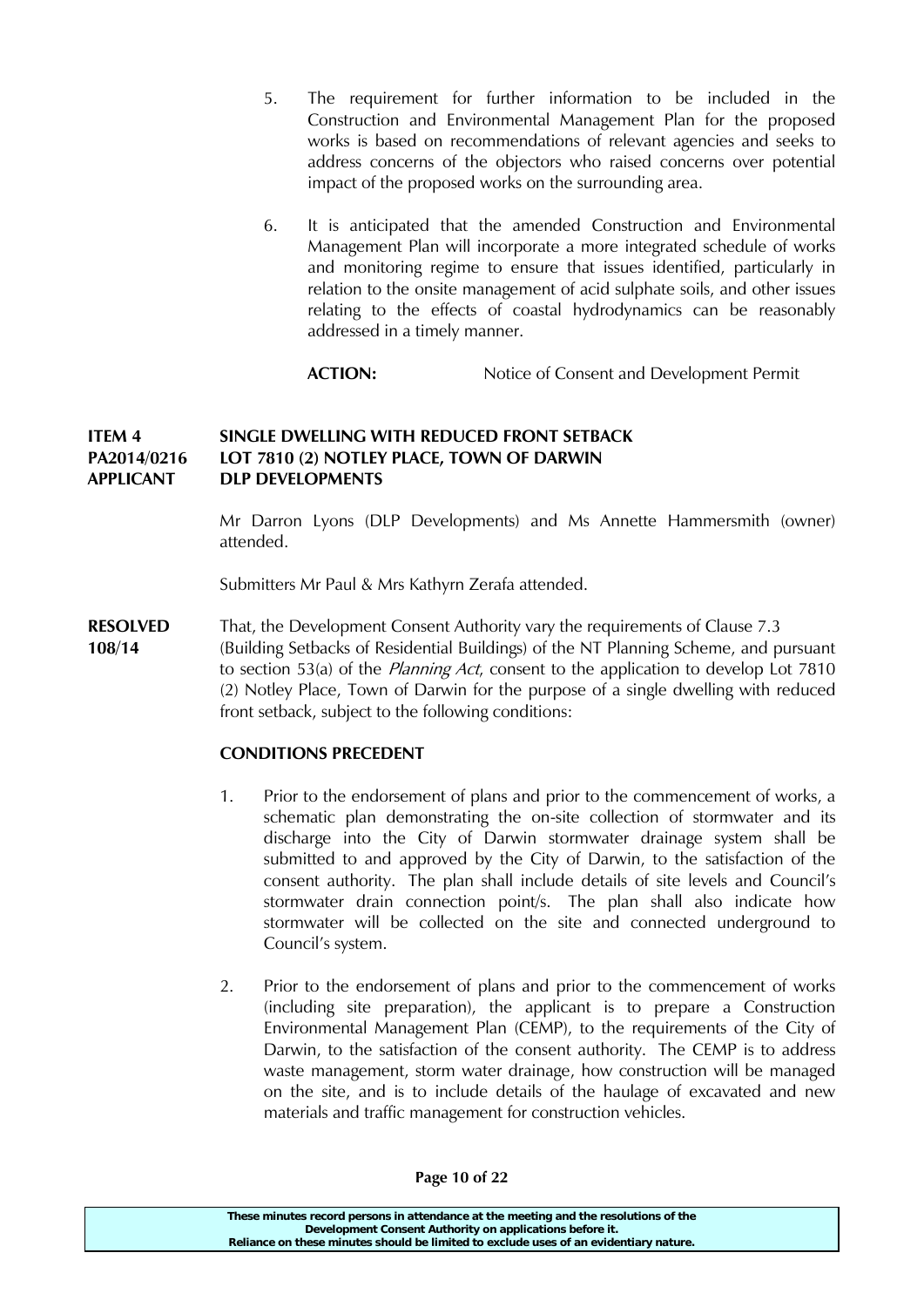5. The requirement for further information to be included in the Construction and Environmental Management Plan for the proposed works is based on recommendations of relevant agencies and seeks to address concerns of the objectors who raised concerns over potential impact of the proposed works on the surrounding area.

6. It is anticipated that the amended Construction and Environmental Management Plan will incorporate a more integrated schedule of works and monitoring regime to ensure that issues identified, particularly in relation to the onsite management of acid sulphate soils, and other issues relating to the effects of coastal hydrodynamics can be reasonably addressed in a timely manner.

**ACTION:** Notice of Consent and Development Permit

**ITEM 4 SINGLE DWELLING WITH REDUCED FRONT SETBACK**
**PA2014/0216 LOT 7810 (2) NOTLEY PLACE, TOWN OF DARWIN**
**APPLICANT DLP DEVELOPMENTS**

Mr Darron Lyons (DLP Developments) and Ms Annette Hammersmith (owner) attended.

Submitters Mr Paul & Mrs Kathyrn Zerafa attended.

**RESOLVED 108/14** That, the Development Consent Authority vary the requirements of Clause 7.3 (Building Setbacks of Residential Buildings) of the NT Planning Scheme, and pursuant to section 53(a) of the *Planning Act*, consent to the application to develop Lot 7810 (2) Notley Place, Town of Darwin for the purpose of a single dwelling with reduced front setback, subject to the following conditions:

**CONDITIONS PRECEDENT**

1. Prior to the endorsement of plans and prior to the commencement of works, a schematic plan demonstrating the on-site collection of stormwater and its discharge into the City of Darwin stormwater drainage system shall be submitted to and approved by the City of Darwin, to the satisfaction of the consent authority. The plan shall include details of site levels and Council's stormwater drain connection point/s. The plan shall also indicate how stormwater will be collected on the site and connected underground to Council's system.

2. Prior to the endorsement of plans and prior to the commencement of works (including site preparation), the applicant is to prepare a Construction Environmental Management Plan (CEMP), to the requirements of the City of Darwin, to the satisfaction of the consent authority. The CEMP is to address waste management, storm water drainage, how construction will be managed on the site, and is to include details of the haulage of excavated and new materials and traffic management for construction vehicles.

These minutes record persons in attendance at the meeting and the resolutions of the Development Consent Authority on applications before it.
Reliance on these minutes should be limited to exclude uses of an evidentiary nature.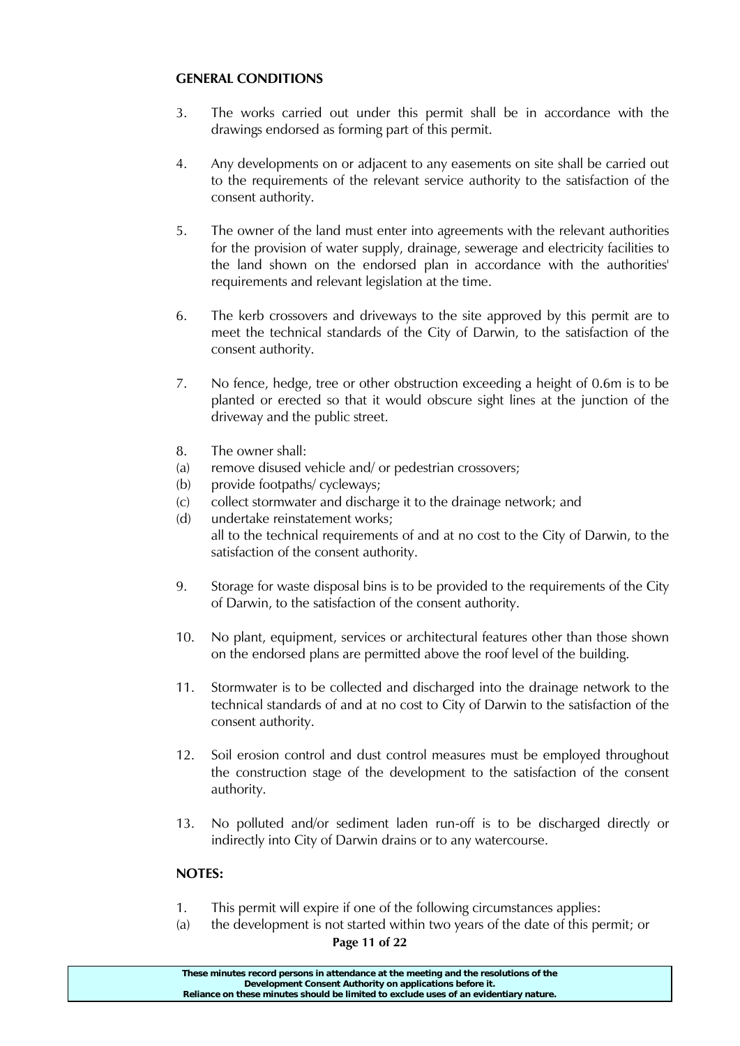**GENERAL CONDITIONS**

3. The works carried out under this permit shall be in accordance with the drawings endorsed as forming part of this permit.

4. Any developments on or adjacent to any easements on site shall be carried out to the requirements of the relevant service authority to the satisfaction of the consent authority.

5. The owner of the land must enter into agreements with the relevant authorities for the provision of water supply, drainage, sewerage and electricity facilities to the land shown on the endorsed plan in accordance with the authorities' requirements and relevant legislation at the time.

6. The kerb crossovers and driveways to the site approved by this permit are to meet the technical standards of the City of Darwin, to the satisfaction of the consent authority.

7. No fence, hedge, tree or other obstruction exceeding a height of 0.6m is to be planted or erected so that it would obscure sight lines at the junction of the driveway and the public street.

8. The owner shall:
   (a) remove disused vehicle and/ or pedestrian crossovers;
   (b) provide footpaths/ cycleways;
   (c) collect stormwater and discharge it to the drainage network; and
   (d) undertake reinstatement works;

   all to the technical requirements of and at no cost to the City of Darwin, to the satisfaction of the consent authority.

9. Storage for waste disposal bins is to be provided to the requirements of the City of Darwin, to the satisfaction of the consent authority.

10. No plant, equipment, services or architectural features other than those shown on the endorsed plans are permitted above the roof level of the building.

11. Stormwater is to be collected and discharged into the drainage network to the technical standards of and at no cost to City of Darwin to the satisfaction of the consent authority.

12. Soil erosion control and dust control measures must be employed throughout the construction stage of the development to the satisfaction of the consent authority.

13. No polluted and/or sediment laden run-off is to be discharged directly or indirectly into City of Darwin drains or to any watercourse.

**NOTES:**

1. This permit will expire if one of the following circumstances applies:
   (a) the development is not started within two years of the date of this permit; or

These minutes record persons in attendance at the meeting and the resolutions of the Development Consent Authority on applications before it. Reliance on these minutes should be limited to exclude uses of an evidentiary nature.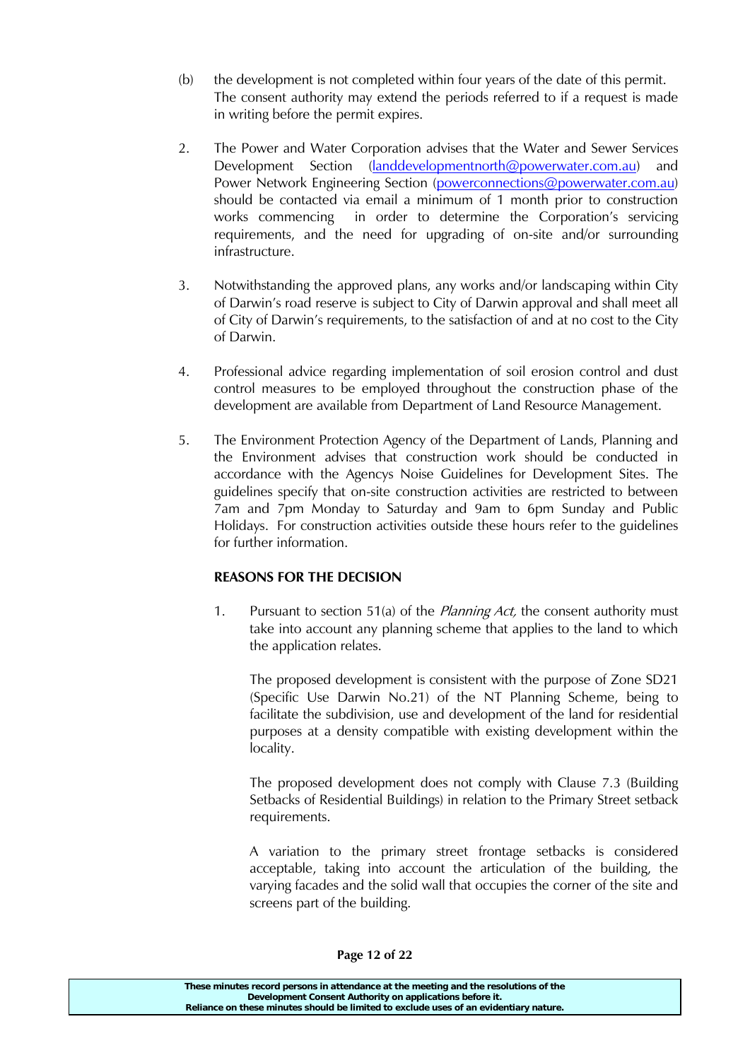(b) the development is not completed within four years of the date of this permit. The consent authority may extend the periods referred to if a request is made in writing before the permit expires.

2. The Power and Water Corporation advises that the Water and Sewer Services Development Section (landdevelopmentnorth@powerwater.com.au) and Power Network Engineering Section (powerconnections@powerwater.com.au) should be contacted via email a minimum of 1 month prior to construction works commencing in order to determine the Corporation's servicing requirements, and the need for upgrading of on-site and/or surrounding infrastructure.

3. Notwithstanding the approved plans, any works and/or landscaping within City of Darwin's road reserve is subject to City of Darwin approval and shall meet all of City of Darwin's requirements, to the satisfaction of and at no cost to the City of Darwin.

4. Professional advice regarding implementation of soil erosion control and dust control measures to be employed throughout the construction phase of the development are available from Department of Land Resource Management.

5. The Environment Protection Agency of the Department of Lands, Planning and the Environment advises that construction work should be conducted in accordance with the Agencys Noise Guidelines for Development Sites. The guidelines specify that on-site construction activities are restricted to between 7am and 7pm Monday to Saturday and 9am to 6pm Sunday and Public Holidays. For construction activities outside these hours refer to the guidelines for further information.

**REASONS FOR THE DECISION**

1. Pursuant to section 51(a) of the *Planning Act,* the consent authority must take into account any planning scheme that applies to the land to which the application relates.

   The proposed development is consistent with the purpose of Zone SD21 (Specific Use Darwin No.21) of the NT Planning Scheme, being to facilitate the subdivision, use and development of the land for residential purposes at a density compatible with existing development within the locality.

   The proposed development does not comply with Clause 7.3 (Building Setbacks of Residential Buildings) in relation to the Primary Street setback requirements.

   A variation to the primary street frontage setbacks is considered acceptable, taking into account the articulation of the building, the varying facades and the solid wall that occupies the corner of the site and screens part of the building.

These minutes record persons in attendance at the meeting and the resolutions of the Development Consent Authority on applications before it.
Reliance on these minutes should be limited to exclude uses of an evidentiary nature.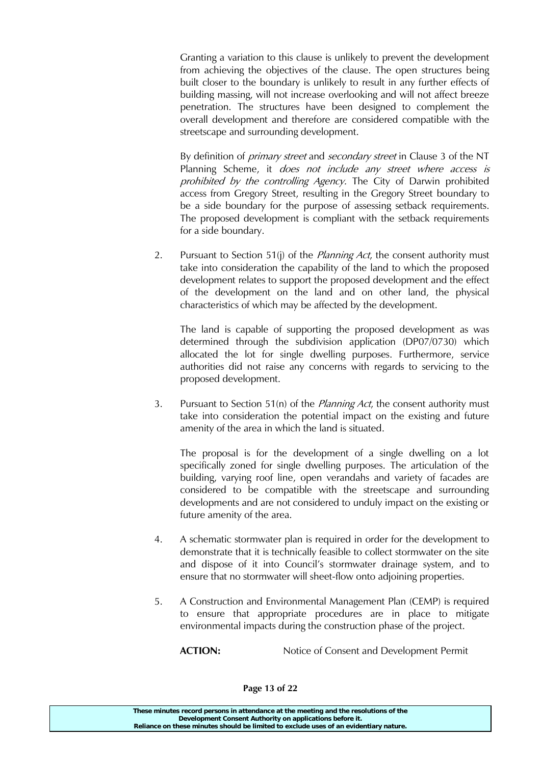Granting a variation to this clause is unlikely to prevent the development from achieving the objectives of the clause. The open structures being built closer to the boundary is unlikely to result in any further effects of building massing, will not increase overlooking and will not affect breeze penetration. The structures have been designed to complement the overall development and therefore are considered compatible with the streetscape and surrounding development.

By definition of *primary street* and *secondary street* in Clause 3 of the NT Planning Scheme, it *does not include any street where access is prohibited by the controlling Agency*. The City of Darwin prohibited access from Gregory Street, resulting in the Gregory Street boundary to be a side boundary for the purpose of assessing setback requirements. The proposed development is compliant with the setback requirements for a side boundary.

2. Pursuant to Section 51(j) of the *Planning Act*, the consent authority must take into consideration the capability of the land to which the proposed development relates to support the proposed development and the effect of the development on the land and on other land, the physical characteristics of which may be affected by the development.

   The land is capable of supporting the proposed development as was determined through the subdivision application (DP07/0730) which allocated the lot for single dwelling purposes. Furthermore, service authorities did not raise any concerns with regards to servicing to the proposed development.

3. Pursuant to Section 51(n) of the *Planning Act*, the consent authority must take into consideration the potential impact on the existing and future amenity of the area in which the land is situated.

   The proposal is for the development of a single dwelling on a lot specifically zoned for single dwelling purposes. The articulation of the building, varying roof line, open verandahs and variety of facades are considered to be compatible with the streetscape and surrounding developments and are not considered to unduly impact on the existing or future amenity of the area.

4. A schematic stormwater plan is required in order for the development to demonstrate that it is technically feasible to collect stormwater on the site and dispose of it into Council's stormwater drainage system, and to ensure that no stormwater will sheet-flow onto adjoining properties.

5. A Construction and Environmental Management Plan (CEMP) is required to ensure that appropriate procedures are in place to mitigate environmental impacts during the construction phase of the project.

**ACTION:** Notice of Consent and Development Permit

These minutes record persons in attendance at the meeting and the resolutions of the Development Consent Authority on applications before it. Reliance on these minutes should be limited to exclude uses of an evidentiary nature.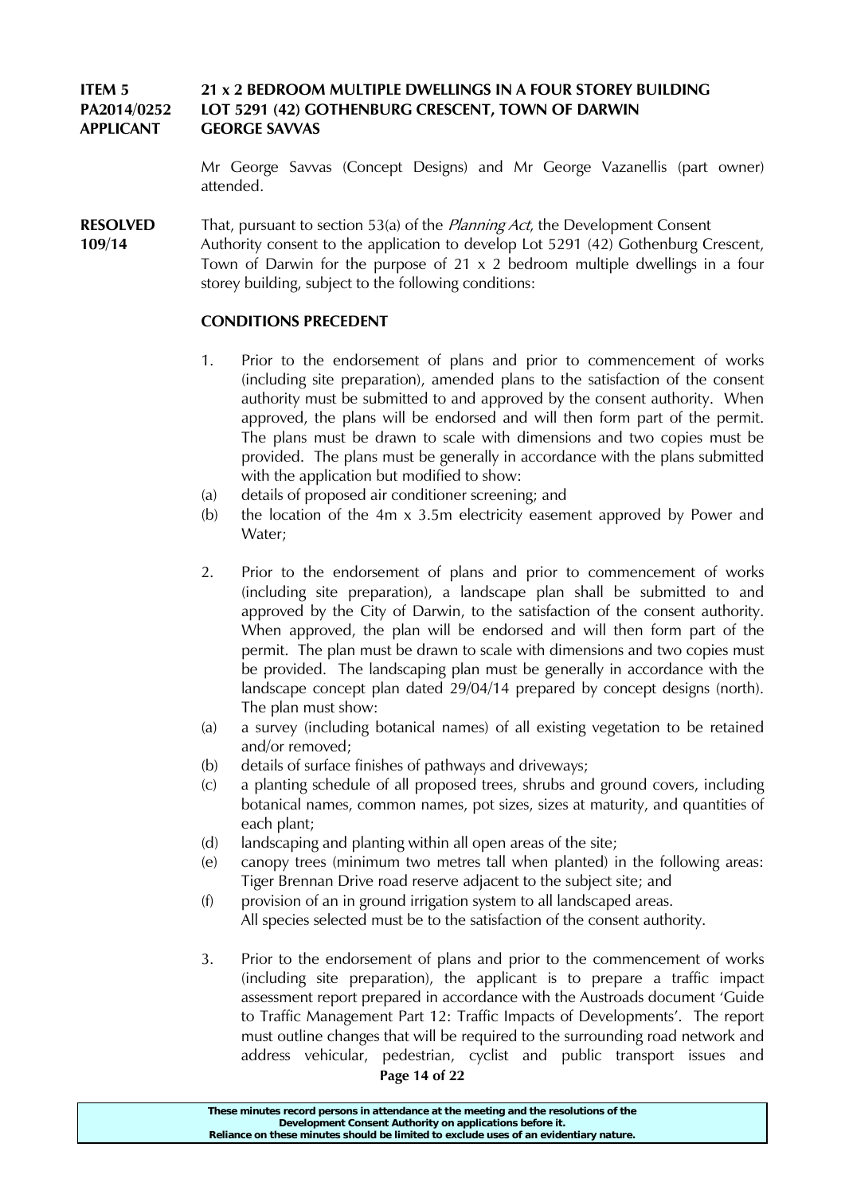**ITEM 5** **21 x 2 BEDROOM MULTIPLE DWELLINGS IN A FOUR STOREY BUILDING**
**PA2014/0252** **LOT 5291 (42) GOTHENBURG CRESCENT, TOWN OF DARWIN**
**APPLICANT** **GEORGE SAVVAS**

Mr George Savvas (Concept Designs) and Mr George Vazanellis (part owner) attended.

**RESOLVED 109/14**

That, pursuant to section 53(a) of the *Planning Act*, the Development Consent Authority consent to the application to develop Lot 5291 (42) Gothenburg Crescent, Town of Darwin for the purpose of 21 x 2 bedroom multiple dwellings in a four storey building, subject to the following conditions:

**CONDITIONS PRECEDENT**

1. Prior to the endorsement of plans and prior to commencement of works (including site preparation), amended plans to the satisfaction of the consent authority must be submitted to and approved by the consent authority. When approved, the plans will be endorsed and will then form part of the permit. The plans must be drawn to scale with dimensions and two copies must be provided. The plans must be generally in accordance with the plans submitted with the application but modified to show:
   (a) details of proposed air conditioner screening; and
   (b) the location of the 4m x 3.5m electricity easement approved by Power and Water;

2. Prior to the endorsement of plans and prior to commencement of works (including site preparation), a landscape plan shall be submitted to and approved by the City of Darwin, to the satisfaction of the consent authority. When approved, the plan will be endorsed and will then form part of the permit. The plan must be drawn to scale with dimensions and two copies must be provided. The landscaping plan must be generally in accordance with the landscape concept plan dated 29/04/14 prepared by concept designs (north). The plan must show:
   (a) a survey (including botanical names) of all existing vegetation to be retained and/or removed;
   (b) details of surface finishes of pathways and driveways;
   (c) a planting schedule of all proposed trees, shrubs and ground covers, including botanical names, common names, pot sizes, sizes at maturity, and quantities of each plant;
   (d) landscaping and planting within all open areas of the site;
   (e) canopy trees (minimum two metres tall when planted) in the following areas: Tiger Brennan Drive road reserve adjacent to the subject site; and
   (f) provision of an in ground irrigation system to all landscaped areas.
   All species selected must be to the satisfaction of the consent authority.

3. Prior to the endorsement of plans and prior to the commencement of works (including site preparation), the applicant is to prepare a traffic impact assessment report prepared in accordance with the Austroads document 'Guide to Traffic Management Part 12: Traffic Impacts of Developments'. The report must outline changes that will be required to the surrounding road network and address vehicular, pedestrian, cyclist and public transport issues and

These minutes record persons in attendance at the meeting and the resolutions of the Development Consent Authority on applications before it.
Reliance on these minutes should be limited to exclude uses of an evidentiary nature.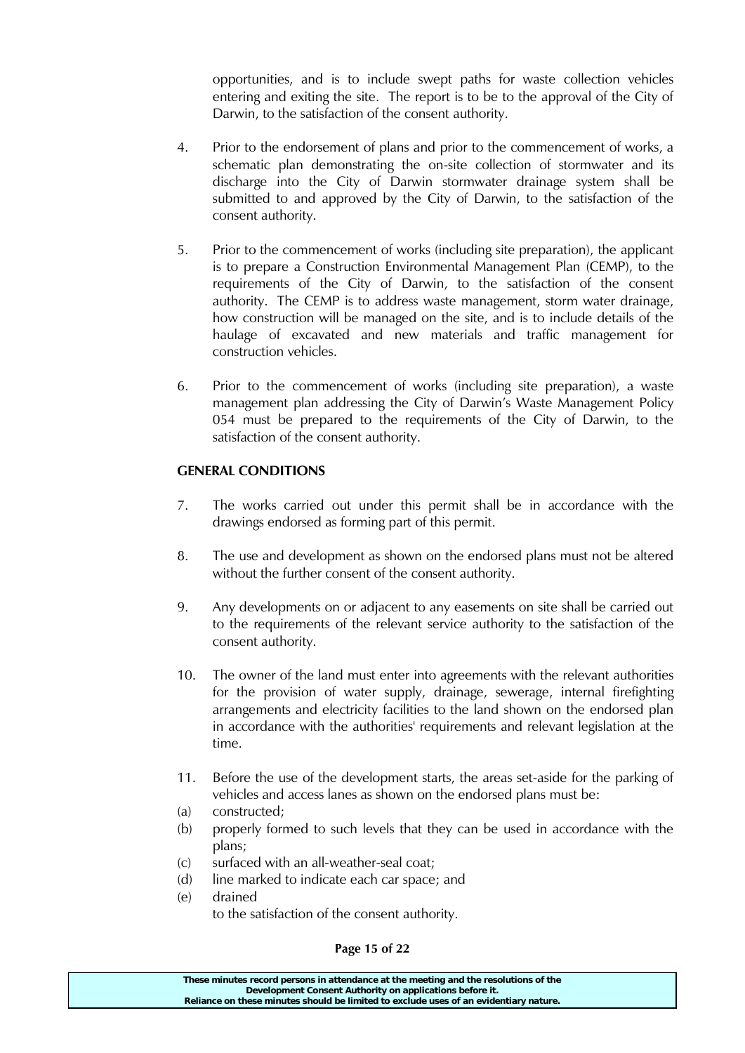opportunities, and is to include swept paths for waste collection vehicles entering and exiting the site. The report is to be to the approval of the City of Darwin, to the satisfaction of the consent authority.

4. Prior to the endorsement of plans and prior to the commencement of works, a schematic plan demonstrating the on-site collection of stormwater and its discharge into the City of Darwin stormwater drainage system shall be submitted to and approved by the City of Darwin, to the satisfaction of the consent authority.

5. Prior to the commencement of works (including site preparation), the applicant is to prepare a Construction Environmental Management Plan (CEMP), to the requirements of the City of Darwin, to the satisfaction of the consent authority. The CEMP is to address waste management, storm water drainage, how construction will be managed on the site, and is to include details of the haulage of excavated and new materials and traffic management for construction vehicles.

6. Prior to the commencement of works (including site preparation), a waste management plan addressing the City of Darwin's Waste Management Policy 054 must be prepared to the requirements of the City of Darwin, to the satisfaction of the consent authority.

**GENERAL CONDITIONS**

7. The works carried out under this permit shall be in accordance with the drawings endorsed as forming part of this permit.

8. The use and development as shown on the endorsed plans must not be altered without the further consent of the consent authority.

9. Any developments on or adjacent to any easements on site shall be carried out to the requirements of the relevant service authority to the satisfaction of the consent authority.

10. The owner of the land must enter into agreements with the relevant authorities for the provision of water supply, drainage, sewerage, internal firefighting arrangements and electricity facilities to the land shown on the endorsed plan in accordance with the authorities' requirements and relevant legislation at the time.

11. Before the use of the development starts, the areas set-aside for the parking of vehicles and access lanes as shown on the endorsed plans must be:

(a) constructed;

(b) properly formed to such levels that they can be used in accordance with the plans;

(c) surfaced with an all-weather-seal coat;

(d) line marked to indicate each car space; and

(e) drained

to the satisfaction of the consent authority.

These minutes record persons in attendance at the meeting and the resolutions of the Development Consent Authority on applications before it.
Reliance on these minutes should be limited to exclude uses of an evidentiary nature.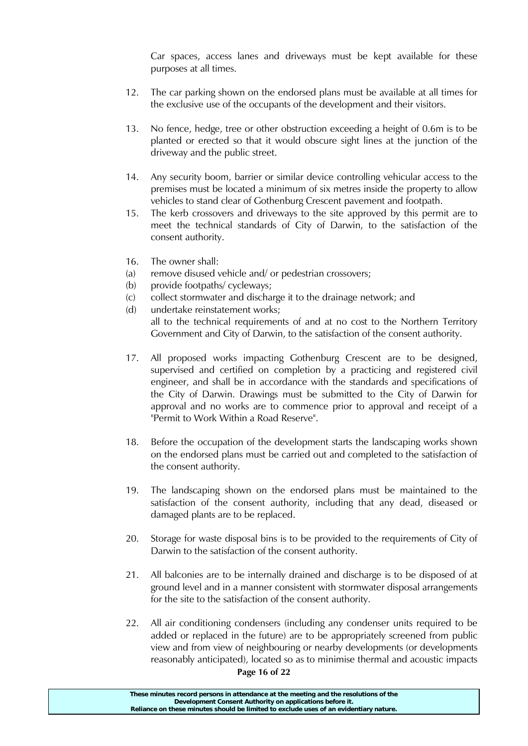Car spaces, access lanes and driveways must be kept available for these purposes at all times.

12. The car parking shown on the endorsed plans must be available at all times for the exclusive use of the occupants of the development and their visitors.

13. No fence, hedge, tree or other obstruction exceeding a height of 0.6m is to be planted or erected so that it would obscure sight lines at the junction of the driveway and the public street.

14. Any security boom, barrier or similar device controlling vehicular access to the premises must be located a minimum of six metres inside the property to allow vehicles to stand clear of Gothenburg Crescent pavement and footpath.

15. The kerb crossovers and driveways to the site approved by this permit are to meet the technical standards of City of Darwin, to the satisfaction of the consent authority.

16. The owner shall:
    (a) remove disused vehicle and/ or pedestrian crossovers;
    (b) provide footpaths/ cycleways;
    (c) collect stormwater and discharge it to the drainage network; and
    (d) undertake reinstatement works;

    all to the technical requirements of and at no cost to the Northern Territory Government and City of Darwin, to the satisfaction of the consent authority.

17. All proposed works impacting Gothenburg Crescent are to be designed, supervised and certified on completion by a practicing and registered civil engineer, and shall be in accordance with the standards and specifications of the City of Darwin. Drawings must be submitted to the City of Darwin for approval and no works are to commence prior to approval and receipt of a "Permit to Work Within a Road Reserve".

18. Before the occupation of the development starts the landscaping works shown on the endorsed plans must be carried out and completed to the satisfaction of the consent authority.

19. The landscaping shown on the endorsed plans must be maintained to the satisfaction of the consent authority, including that any dead, diseased or damaged plants are to be replaced.

20. Storage for waste disposal bins is to be provided to the requirements of City of Darwin to the satisfaction of the consent authority.

21. All balconies are to be internally drained and discharge is to be disposed of at ground level and in a manner consistent with stormwater disposal arrangements for the site to the satisfaction of the consent authority.

22. All air conditioning condensers (including any condenser units required to be added or replaced in the future) are to be appropriately screened from public view and from view of neighbouring or nearby developments (or developments reasonably anticipated), located so as to minimise thermal and acoustic impacts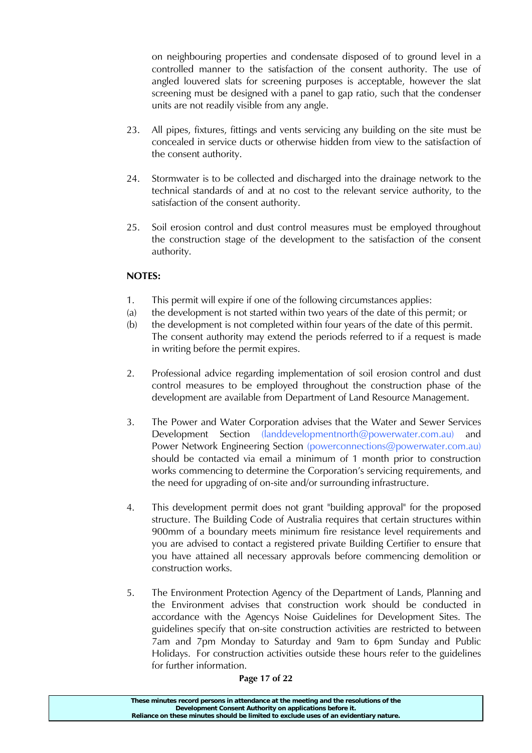on neighbouring properties and condensate disposed of to ground level in a controlled manner to the satisfaction of the consent authority. The use of angled louvered slats for screening purposes is acceptable, however the slat screening must be designed with a panel to gap ratio, such that the condenser units are not readily visible from any angle.

23. All pipes, fixtures, fittings and vents servicing any building on the site must be concealed in service ducts or otherwise hidden from view to the satisfaction of the consent authority.

24. Stormwater is to be collected and discharged into the drainage network to the technical standards of and at no cost to the relevant service authority, to the satisfaction of the consent authority.

25. Soil erosion control and dust control measures must be employed throughout the construction stage of the development to the satisfaction of the consent authority.

**NOTES:**

1. This permit will expire if one of the following circumstances applies:
(a) the development is not started within two years of the date of this permit; or
(b) the development is not completed within four years of the date of this permit.
The consent authority may extend the periods referred to if a request is made in writing before the permit expires.

2. Professional advice regarding implementation of soil erosion control and dust control measures to be employed throughout the construction phase of the development are available from Department of Land Resource Management.

3. The Power and Water Corporation advises that the Water and Sewer Services Development Section (landdevelopmentnorth@powerwater.com.au) and Power Network Engineering Section (powerconnections@powerwater.com.au) should be contacted via email a minimum of 1 month prior to construction works commencing to determine the Corporation's servicing requirements, and the need for upgrading of on-site and/or surrounding infrastructure.

4. This development permit does not grant "building approval" for the proposed structure. The Building Code of Australia requires that certain structures within 900mm of a boundary meets minimum fire resistance level requirements and you are advised to contact a registered private Building Certifier to ensure that you have attained all necessary approvals before commencing demolition or construction works.

5. The Environment Protection Agency of the Department of Lands, Planning and the Environment advises that construction work should be conducted in accordance with the Agencys Noise Guidelines for Development Sites. The guidelines specify that on-site construction activities are restricted to between 7am and 7pm Monday to Saturday and 9am to 6pm Sunday and Public Holidays. For construction activities outside these hours refer to the guidelines for further information.

These minutes record persons in attendance at the meeting and the resolutions of the Development Consent Authority on applications before it. Reliance on these minutes should be limited to exclude uses of an evidentiary nature.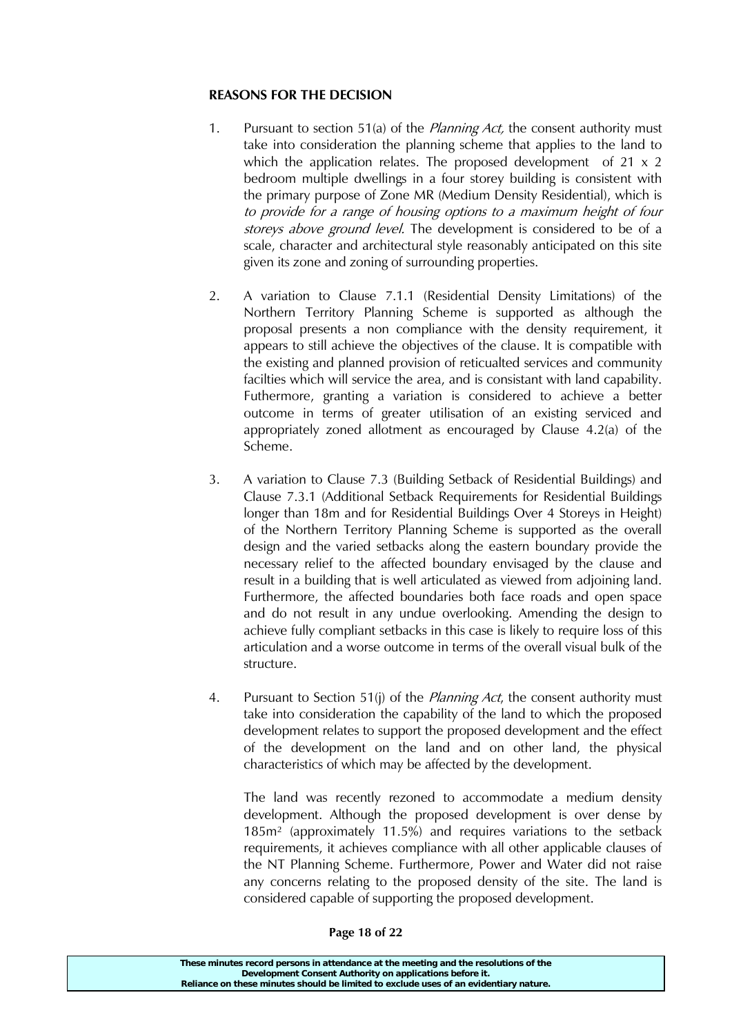**REASONS FOR THE DECISION**

1. Pursuant to section 51(a) of the *Planning Act,* the consent authority must take into consideration the planning scheme that applies to the land to which the application relates. The proposed development of 21 x 2 bedroom multiple dwellings in a four storey building is consistent with the primary purpose of Zone MR (Medium Density Residential), which is *to provide for a range of housing options to a maximum height of four storeys above ground level.* The development is considered to be of a scale, character and architectural style reasonably anticipated on this site given its zone and zoning of surrounding properties.

2. A variation to Clause 7.1.1 (Residential Density Limitations) of the Northern Territory Planning Scheme is supported as although the proposal presents a non compliance with the density requirement, it appears to still achieve the objectives of the clause. It is compatible with the existing and planned provision of reticualted services and community facilties which will service the area, and is consistant with land capability. Futhermore, granting a variation is considered to achieve a better outcome in terms of greater utilisation of an existing serviced and appropriately zoned allotment as encouraged by Clause 4.2(a) of the Scheme.

3. A variation to Clause 7.3 (Building Setback of Residential Buildings) and Clause 7.3.1 (Additional Setback Requirements for Residential Buildings longer than 18m and for Residential Buildings Over 4 Storeys in Height) of the Northern Territory Planning Scheme is supported as the overall design and the varied setbacks along the eastern boundary provide the necessary relief to the affected boundary envisaged by the clause and result in a building that is well articulated as viewed from adjoining land. Furthermore, the affected boundaries both face roads and open space and do not result in any undue overlooking. Amending the design to achieve fully compliant setbacks in this case is likely to require loss of this articulation and a worse outcome in terms of the overall visual bulk of the structure.

4. Pursuant to Section 51(j) of the *Planning Act*, the consent authority must take into consideration the capability of the land to which the proposed development relates to support the proposed development and the effect of the development on the land and on other land, the physical characteristics of which may be affected by the development.

   The land was recently rezoned to accommodate a medium density development. Although the proposed development is over dense by 185m² (approximately 11.5%) and requires variations to the setback requirements, it achieves compliance with all other applicable clauses of the NT Planning Scheme. Furthermore, Power and Water did not raise any concerns relating to the proposed density of the site. The land is considered capable of supporting the proposed development.

These minutes record persons in attendance at the meeting and the resolutions of the Development Consent Authority on applications before it.
Reliance on these minutes should be limited to exclude uses of an evidentiary nature.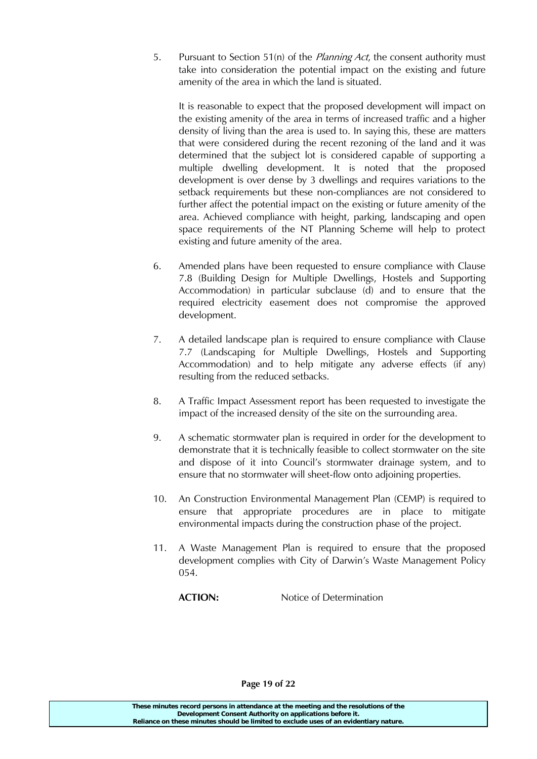5. Pursuant to Section 51(n) of the *Planning Act*, the consent authority must take into consideration the potential impact on the existing and future amenity of the area in which the land is situated.

   It is reasonable to expect that the proposed development will impact on the existing amenity of the area in terms of increased traffic and a higher density of living than the area is used to. In saying this, these are matters that were considered during the recent rezoning of the land and it was determined that the subject lot is considered capable of supporting a multiple dwelling development. It is noted that the proposed development is over dense by 3 dwellings and requires variations to the setback requirements but these non-compliances are not considered to further affect the potential impact on the existing or future amenity of the area. Achieved compliance with height, parking, landscaping and open space requirements of the NT Planning Scheme will help to protect existing and future amenity of the area.

6. Amended plans have been requested to ensure compliance with Clause 7.8 (Building Design for Multiple Dwellings, Hostels and Supporting Accommodation) in particular subclause (d) and to ensure that the required electricity easement does not compromise the approved development.

7. A detailed landscape plan is required to ensure compliance with Clause 7.7 (Landscaping for Multiple Dwellings, Hostels and Supporting Accommodation) and to help mitigate any adverse effects (if any) resulting from the reduced setbacks.

8. A Traffic Impact Assessment report has been requested to investigate the impact of the increased density of the site on the surrounding area.

9. A schematic stormwater plan is required in order for the development to demonstrate that it is technically feasible to collect stormwater on the site and dispose of it into Council's stormwater drainage system, and to ensure that no stormwater will sheet-flow onto adjoining properties.

10. An Construction Environmental Management Plan (CEMP) is required to ensure that appropriate procedures are in place to mitigate environmental impacts during the construction phase of the project.

11. A Waste Management Plan is required to ensure that the proposed development complies with City of Darwin's Waste Management Policy 054.

**ACTION:** Notice of Determination

These minutes record persons in attendance at the meeting and the resolutions of the Development Consent Authority on applications before it. Reliance on these minutes should be limited to exclude uses of an evidentiary nature.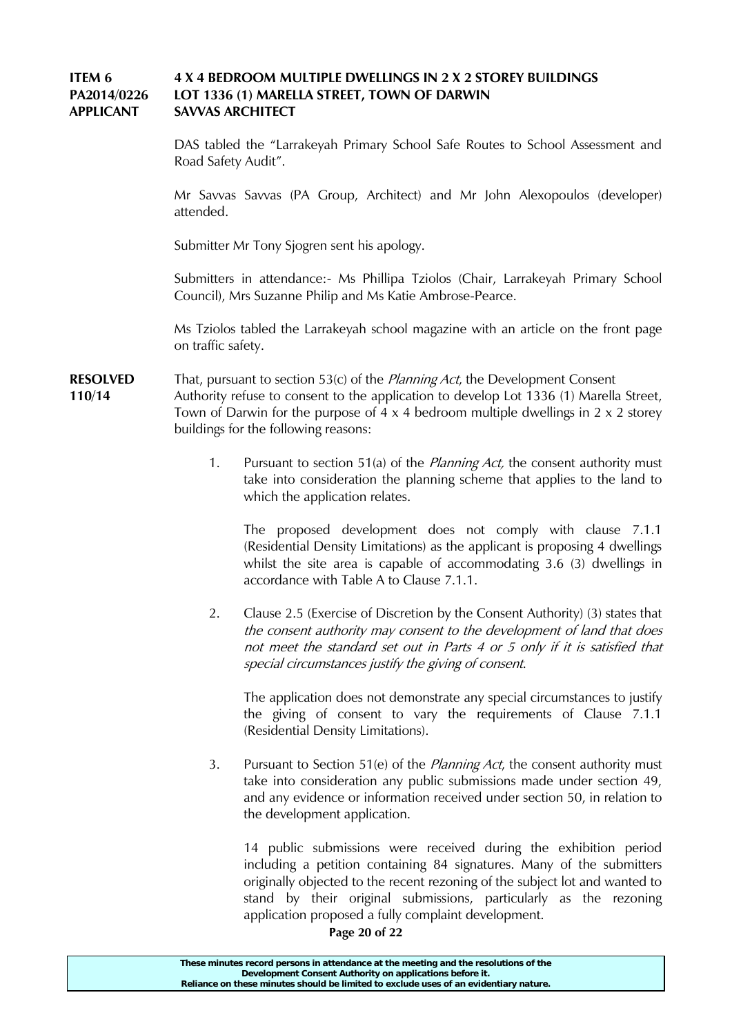**ITEM 6** **4 X 4 BEDROOM MULTIPLE DWELLINGS IN 2 X 2 STOREY BUILDINGS**
**PA2014/0226** **LOT 1336 (1) MARELLA STREET, TOWN OF DARWIN**
**APPLICANT** **SAVVAS ARCHITECT**

DAS tabled the "Larrakeyah Primary School Safe Routes to School Assessment and Road Safety Audit".

Mr Savvas Savvas (PA Group, Architect) and Mr John Alexopoulos (developer) attended.

Submitter Mr Tony Sjogren sent his apology.

Submitters in attendance:- Ms Phillipa Tziolos (Chair, Larrakeyah Primary School Council), Mrs Suzanne Philip and Ms Katie Ambrose-Pearce.

Ms Tziolos tabled the Larrakeyah school magazine with an article on the front page on traffic safety.

**RESOLVED 110/14**

That, pursuant to section 53(c) of the *Planning Act*, the Development Consent Authority refuse to consent to the application to develop Lot 1336 (1) Marella Street, Town of Darwin for the purpose of 4 x 4 bedroom multiple dwellings in 2 x 2 storey buildings for the following reasons:

1. Pursuant to section 51(a) of the *Planning Act,* the consent authority must take into consideration the planning scheme that applies to the land to which the application relates.

   The proposed development does not comply with clause 7.1.1 (Residential Density Limitations) as the applicant is proposing 4 dwellings whilst the site area is capable of accommodating 3.6 (3) dwellings in accordance with Table A to Clause 7.1.1.

2. Clause 2.5 (Exercise of Discretion by the Consent Authority) (3) states that *the consent authority may consent to the development of land that does not meet the standard set out in Parts 4 or 5 only if it is satisfied that special circumstances justify the giving of consent*.

   The application does not demonstrate any special circumstances to justify the giving of consent to vary the requirements of Clause 7.1.1 (Residential Density Limitations).

3. Pursuant to Section 51(e) of the *Planning Act*, the consent authority must take into consideration any public submissions made under section 49, and any evidence or information received under section 50, in relation to the development application.

   14 public submissions were received during the exhibition period including a petition containing 84 signatures. Many of the submitters originally objected to the recent rezoning of the subject lot and wanted to stand by their original submissions, particularly as the rezoning application proposed a fully complaint development.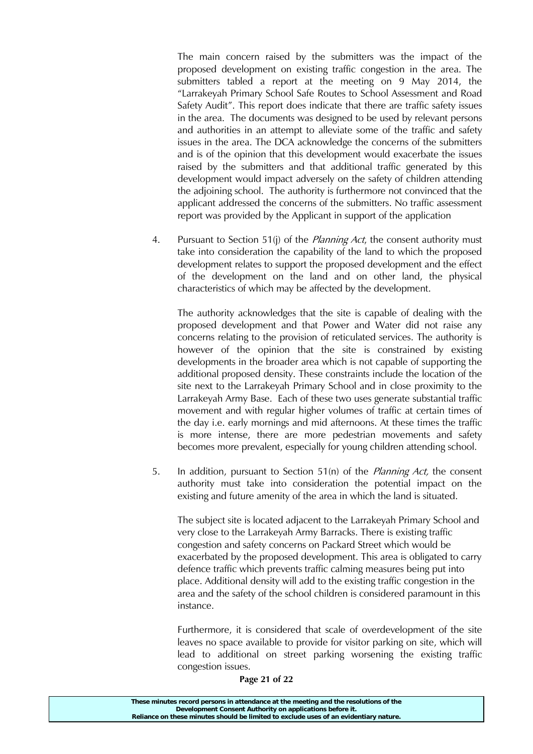The main concern raised by the submitters was the impact of the proposed development on existing traffic congestion in the area. The submitters tabled a report at the meeting on 9 May 2014, the "Larrakeyah Primary School Safe Routes to School Assessment and Road Safety Audit". This report does indicate that there are traffic safety issues in the area. The documents was designed to be used by relevant persons and authorities in an attempt to alleviate some of the traffic and safety issues in the area. The DCA acknowledge the concerns of the submitters and is of the opinion that this development would exacerbate the issues raised by the submitters and that additional traffic generated by this development would impact adversely on the safety of children attending the adjoining school. The authority is furthermore not convinced that the applicant addressed the concerns of the submitters. No traffic assessment report was provided by the Applicant in support of the application

4. Pursuant to Section 51(j) of the *Planning Act*, the consent authority must take into consideration the capability of the land to which the proposed development relates to support the proposed development and the effect of the development on the land and on other land, the physical characteristics of which may be affected by the development.

   The authority acknowledges that the site is capable of dealing with the proposed development and that Power and Water did not raise any concerns relating to the provision of reticulated services. The authority is however of the opinion that the site is constrained by existing developments in the broader area which is not capable of supporting the additional proposed density. These constraints include the location of the site next to the Larrakeyah Primary School and in close proximity to the Larrakeyah Army Base. Each of these two uses generate substantial traffic movement and with regular higher volumes of traffic at certain times of the day i.e. early mornings and mid afternoons. At these times the traffic is more intense, there are more pedestrian movements and safety becomes more prevalent, especially for young children attending school.

5. In addition, pursuant to Section 51(n) of the *Planning Act,* the consent authority must take into consideration the potential impact on the existing and future amenity of the area in which the land is situated.

   The subject site is located adjacent to the Larrakeyah Primary School and very close to the Larrakeyah Army Barracks. There is existing traffic congestion and safety concerns on Packard Street which would be exacerbated by the proposed development. This area is obligated to carry defence traffic which prevents traffic calming measures being put into place. Additional density will add to the existing traffic congestion in the area and the safety of the school children is considered paramount in this instance.

   Furthermore, it is considered that scale of overdevelopment of the site leaves no space available to provide for visitor parking on site, which will lead to additional on street parking worsening the existing traffic congestion issues.

**These minutes record persons in attendance at the meeting and the resolutions of the Development Consent Authority on applications before it. Reliance on these minutes should be limited to exclude uses of an evidentiary nature.**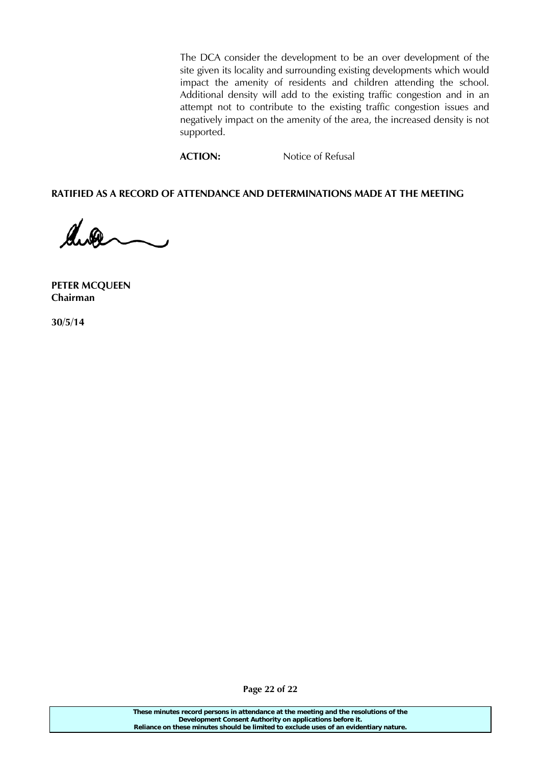The DCA consider the development to be an over development of the site given its locality and surrounding existing developments which would impact the amenity of residents and children attending the school. Additional density will add to the existing traffic congestion and in an attempt not to contribute to the existing traffic congestion issues and negatively impact on the amenity of the area, the increased density is not supported.

**ACTION:** Notice of Refusal

**RATIFIED AS A RECORD OF ATTENDANCE AND DETERMINATIONS MADE AT THE MEETING**

**PETER MCQUEEN**
**Chairman**

**30/5/14**

These minutes record persons in attendance at the meeting and the resolutions of the Development Consent Authority on applications before it.
Reliance on these minutes should be limited to exclude uses of an evidentiary nature.